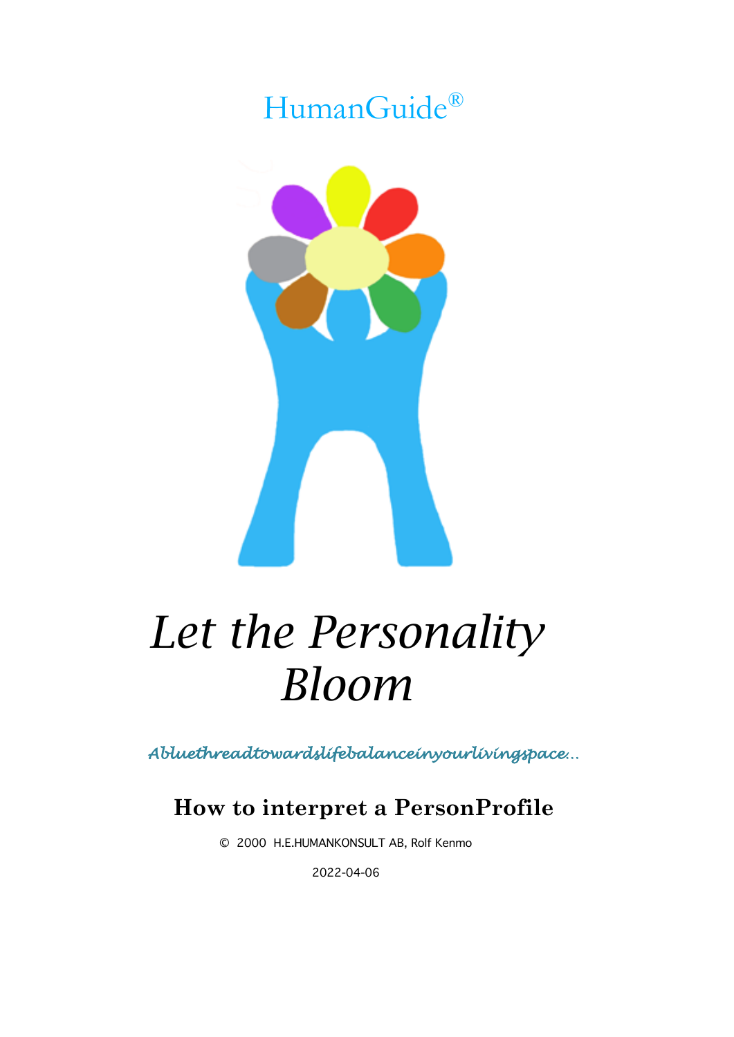HumanGuide®

# *Let the Personality Bloom*

*Abluethreadtowardslifebalanceinyourlivingspace…*

## How to interpret a PersonProfile

© 2000 H.E.HUMANKONSULT AB, Rolf Kenmo

2022-04-06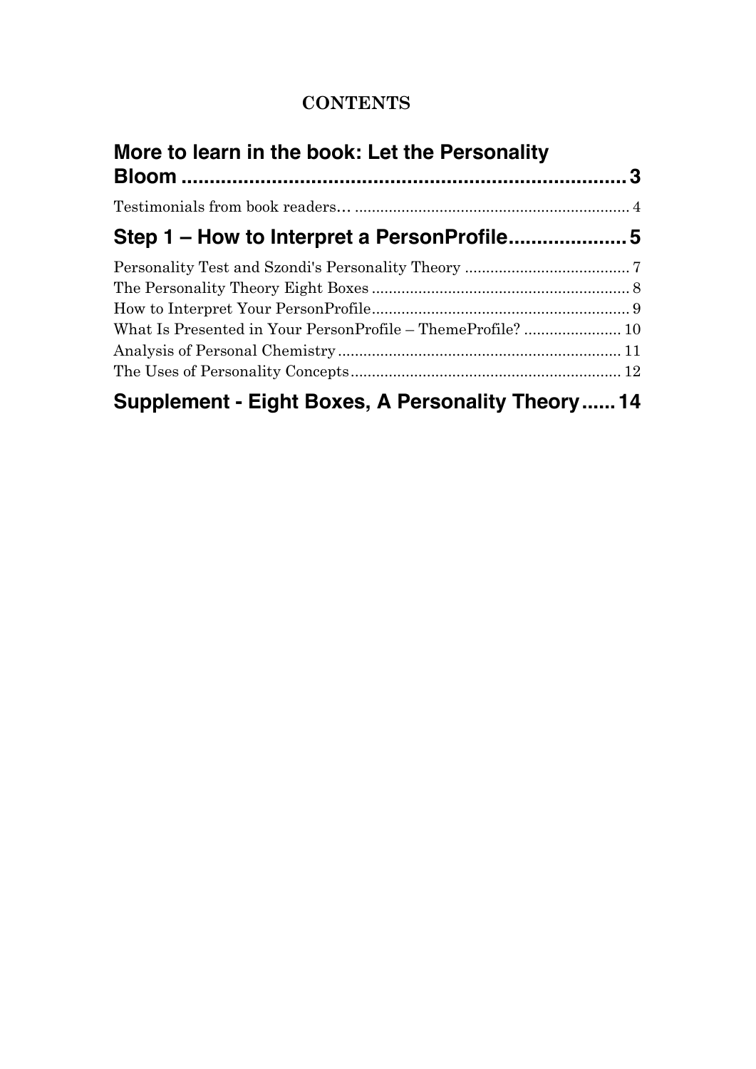# CONTENTS

**More to learn in the book: Let the Personality Bloom .................................................................3**

Testimonials from book readers… ............................................................... 4

**Step 1 – How to Interpret a PersonProfile.....................5**

Personality Test and Szondi's Personality Theory ....................................... 7

The Personality Theory Eight Boxes ............................................................ 8

How to Interpret Your PersonProfile............................................................ 9

What Is Presented in Your PersonProfile – ThemeProfile? ....................... 10

Analysis of Personal Chemistry .................................................................. 11

The Uses of Personality Concepts................................................................ 12

**Supplement - Eight Boxes, A Personality Theory......14**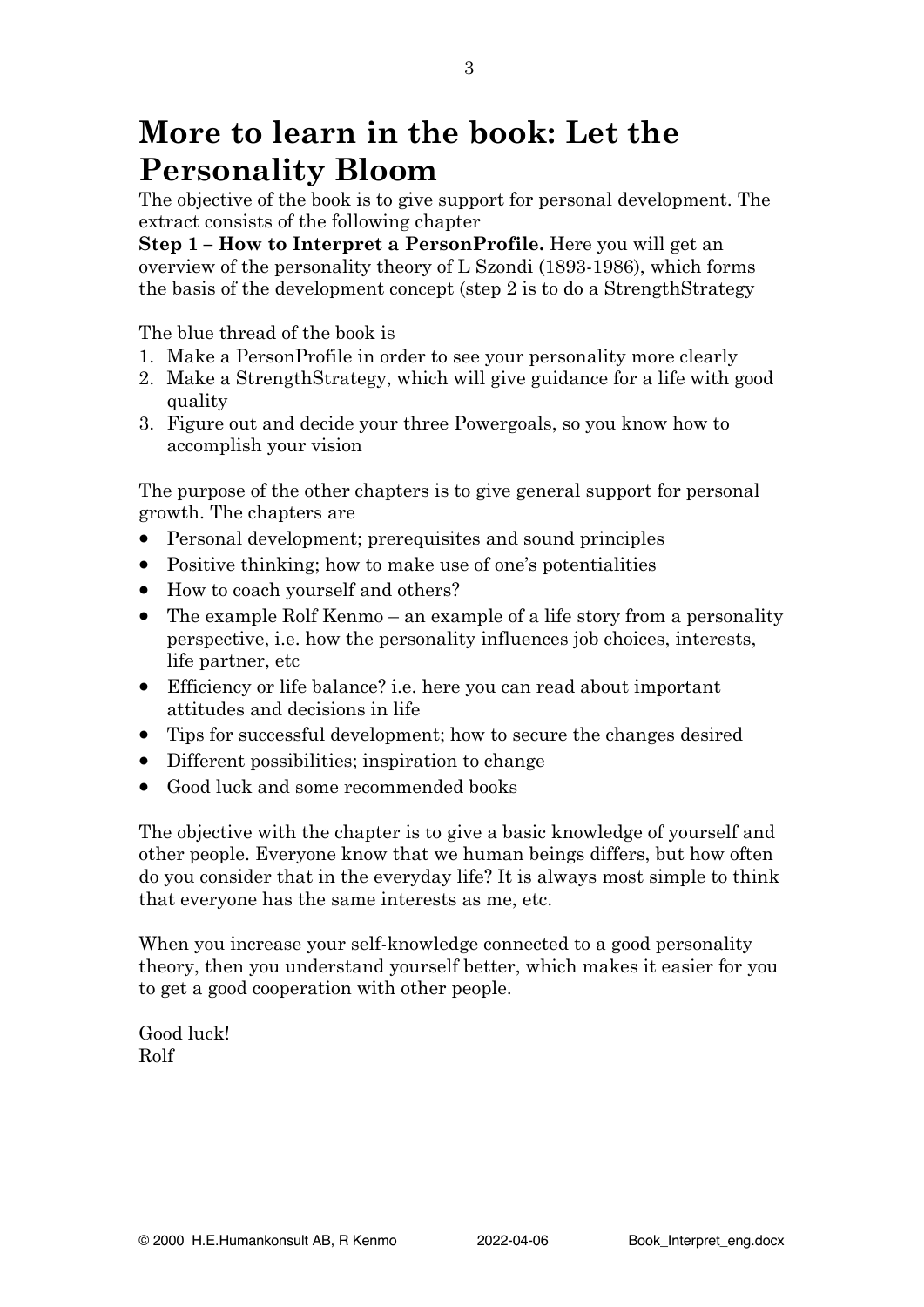# More to learn in the book: Let the Personality Bloom

The objective of the book is to give support for personal development. The extract consists of the following chapter

**Step 1 – How to Interpret a PersonProfile.** Here you will get an overview of the personality theory of L Szondi (1893-1986), which forms the basis of the development concept (step 2 is to do a StrengthStrategy

The blue thread of the book is

1. Make a PersonProfile in order to see your personality more clearly
2. Make a StrengthStrategy, which will give guidance for a life with good quality
3. Figure out and decide your three Powergoals, so you know how to accomplish your vision

The purpose of the other chapters is to give general support for personal growth. The chapters are

- Personal development; prerequisites and sound principles
- Positive thinking; how to make use of one's potentialities
- How to coach yourself and others?
- The example Rolf Kenmo – an example of a life story from a personality perspective, i.e. how the personality influences job choices, interests, life partner, etc
- Efficiency or life balance? i.e. here you can read about important attitudes and decisions in life
- Tips for successful development; how to secure the changes desired
- Different possibilities; inspiration to change
- Good luck and some recommended books

The objective with the chapter is to give a basic knowledge of yourself and other people. Everyone know that we human beings differs, but how often do you consider that in the everyday life? It is always most simple to think that everyone has the same interests as me, etc.

When you increase your self-knowledge connected to a good personality theory, then you understand yourself better, which makes it easier for you to get a good cooperation with other people.

Good luck!
Rolf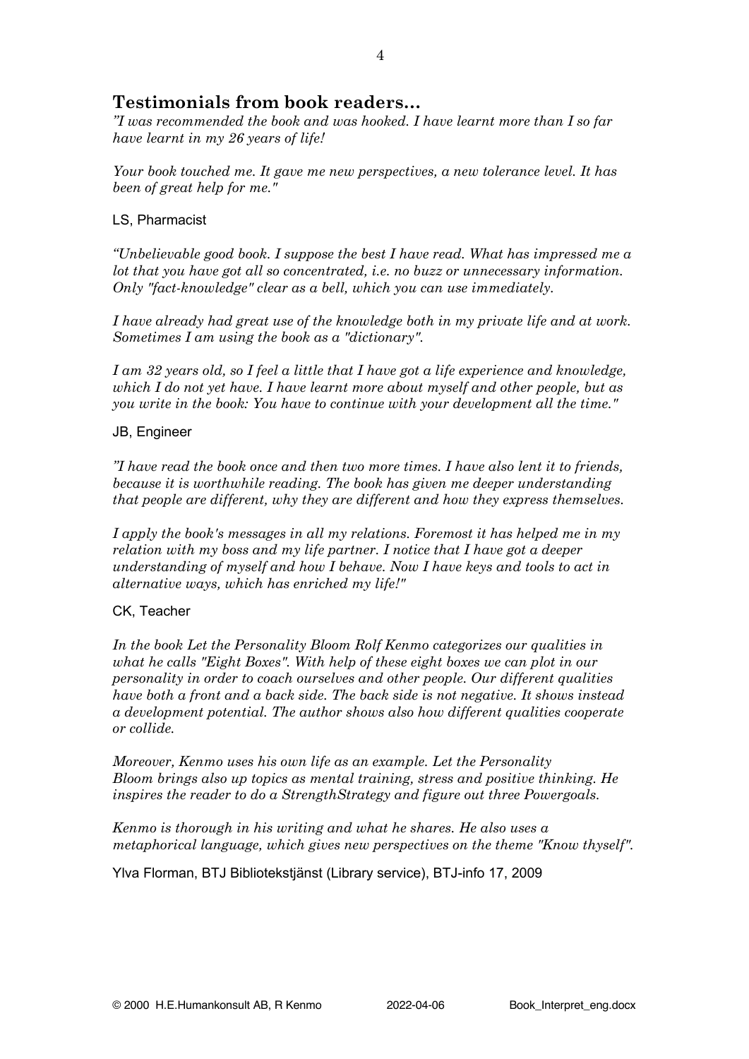## Testimonials from book readers...

*”I was recommended the book and was hooked. I have learnt more than I so far have learnt in my 26 years of life!*

*Your book touched me. It gave me new perspectives, a new tolerance level. It has been of great help for me."*

LS, Pharmacist

*“Unbelievable good book. I suppose the best I have read. What has impressed me a lot that you have got all so concentrated, i.e. no buzz or unnecessary information. Only "fact-knowledge" clear as a bell, which you can use immediately.*

*I have already had great use of the knowledge both in my private life and at work. Sometimes I am using the book as a "dictionary".*

*I am 32 years old, so I feel a little that I have got a life experience and knowledge, which I do not yet have. I have learnt more about myself and other people, but as you write in the book: You have to continue with your development all the time."*

JB, Engineer

*”I have read the book once and then two more times. I have also lent it to friends, because it is worthwhile reading. The book has given me deeper understanding that people are different, why they are different and how they express themselves.*

*I apply the book's messages in all my relations. Foremost it has helped me in my relation with my boss and my life partner. I notice that I have got a deeper understanding of myself and how I behave. Now I have keys and tools to act in alternative ways, which has enriched my life!"*

CK, Teacher

*In the book Let the Personality Bloom Rolf Kenmo categorizes our qualities in what he calls "Eight Boxes". With help of these eight boxes we can plot in our personality in order to coach ourselves and other people. Our different qualities have both a front and a back side. The back side is not negative. It shows instead a development potential. The author shows also how different qualities cooperate or collide.*

*Moreover, Kenmo uses his own life as an example. Let the Personality Bloom brings also up topics as mental training, stress and positive thinking. He inspires the reader to do a StrengthStrategy and figure out three Powergoals.*

*Kenmo is thorough in his writing and what he shares. He also uses a metaphorical language, which gives new perspectives on the theme "Know thyself".*

Ylva Florman, BTJ Bibliotekstjänst (Library service), BTJ-info 17, 2009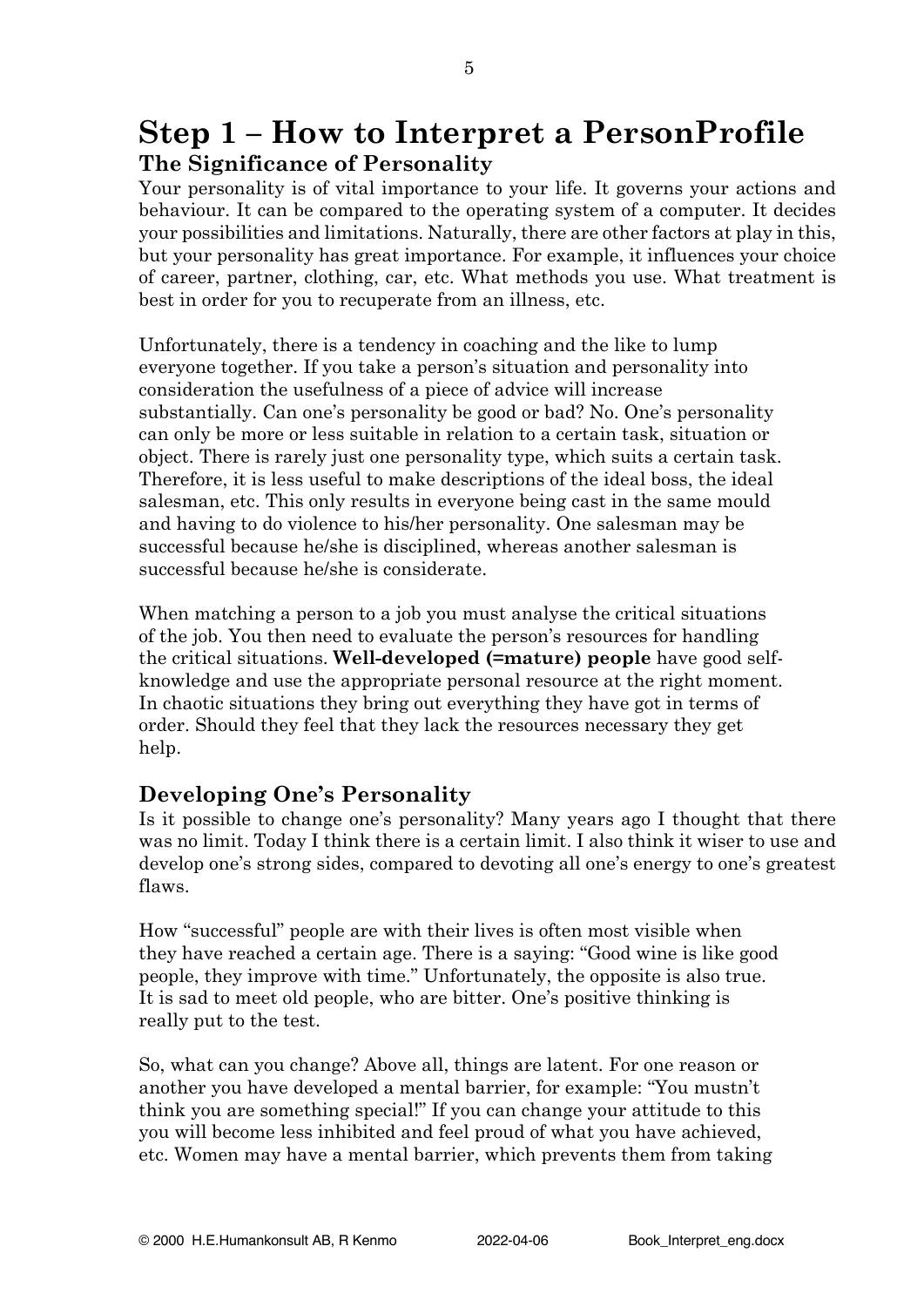# Step 1 – How to Interpret a PersonProfile

## The Significance of Personality

Your personality is of vital importance to your life. It governs your actions and behaviour. It can be compared to the operating system of a computer. It decides your possibilities and limitations. Naturally, there are other factors at play in this, but your personality has great importance. For example, it influences your choice of career, partner, clothing, car, etc. What methods you use. What treatment is best in order for you to recuperate from an illness, etc.

Unfortunately, there is a tendency in coaching and the like to lump everyone together. If you take a person's situation and personality into consideration the usefulness of a piece of advice will increase substantially. Can one's personality be good or bad? No. One's personality can only be more or less suitable in relation to a certain task, situation or object. There is rarely just one personality type, which suits a certain task. Therefore, it is less useful to make descriptions of the ideal boss, the ideal salesman, etc. This only results in everyone being cast in the same mould and having to do violence to his/her personality. One salesman may be successful because he/she is disciplined, whereas another salesman is successful because he/she is considerate.

When matching a person to a job you must analyse the critical situations of the job. You then need to evaluate the person's resources for handling the critical situations. **Well-developed (=mature) people** have good self-knowledge and use the appropriate personal resource at the right moment. In chaotic situations they bring out everything they have got in terms of order. Should they feel that they lack the resources necessary they get help.

## Developing One's Personality

Is it possible to change one's personality? Many years ago I thought that there was no limit. Today I think there is a certain limit. I also think it wiser to use and develop one's strong sides, compared to devoting all one's energy to one's greatest flaws.

How "successful" people are with their lives is often most visible when they have reached a certain age. There is a saying: "Good wine is like good people, they improve with time." Unfortunately, the opposite is also true. It is sad to meet old people, who are bitter. One's positive thinking is really put to the test.

So, what can you change? Above all, things are latent. For one reason or another you have developed a mental barrier, for example: "You mustn't think you are something special!" If you can change your attitude to this you will become less inhibited and feel proud of what you have achieved, etc. Women may have a mental barrier, which prevents them from taking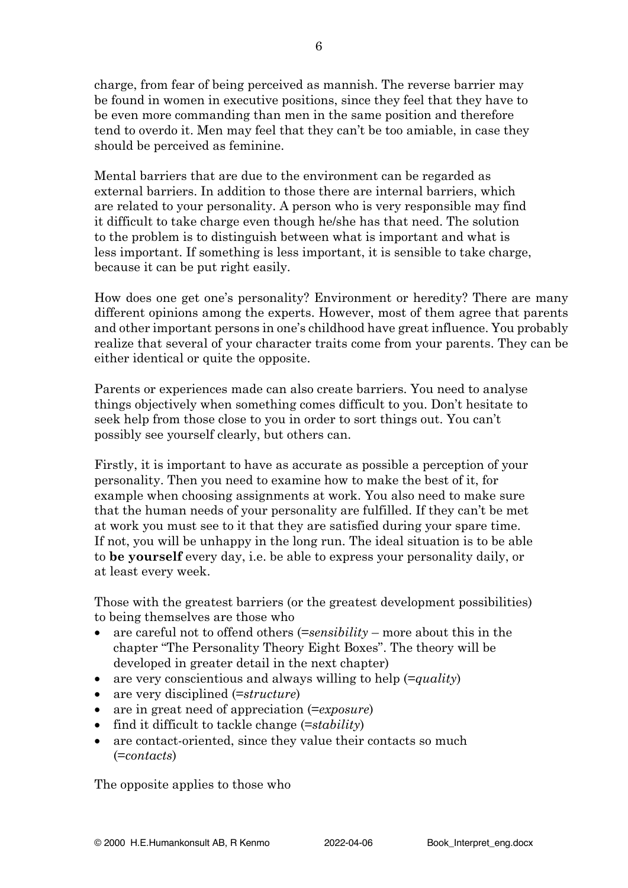charge, from fear of being perceived as mannish. The reverse barrier may be found in women in executive positions, since they feel that they have to be even more commanding than men in the same position and therefore tend to overdo it. Men may feel that they can't be too amiable, in case they should be perceived as feminine.

Mental barriers that are due to the environment can be regarded as external barriers. In addition to those there are internal barriers, which are related to your personality. A person who is very responsible may find it difficult to take charge even though he/she has that need. The solution to the problem is to distinguish between what is important and what is less important. If something is less important, it is sensible to take charge, because it can be put right easily.

How does one get one's personality? Environment or heredity? There are many different opinions among the experts. However, most of them agree that parents and other important persons in one's childhood have great influence. You probably realize that several of your character traits come from your parents. They can be either identical or quite the opposite.

Parents or experiences made can also create barriers. You need to analyse things objectively when something comes difficult to you. Don't hesitate to seek help from those close to you in order to sort things out. You can't possibly see yourself clearly, but others can.

Firstly, it is important to have as accurate as possible a perception of your personality. Then you need to examine how to make the best of it, for example when choosing assignments at work. You also need to make sure that the human needs of your personality are fulfilled. If they can't be met at work you must see to it that they are satisfied during your spare time. If not, you will be unhappy in the long run. The ideal situation is to be able to **be yourself** every day, i.e. be able to express your personality daily, or at least every week.

Those with the greatest barriers (or the greatest development possibilities) to being themselves are those who

- are careful not to offend others (=*sensibility* – more about this in the chapter "The Personality Theory Eight Boxes". The theory will be developed in greater detail in the next chapter)
- are very conscientious and always willing to help (=*quality*)
- are very disciplined (=*structure*)
- are in great need of appreciation (=*exposure*)
- find it difficult to tackle change (=*stability*)
- are contact-oriented, since they value their contacts so much (=*contacts*)

The opposite applies to those who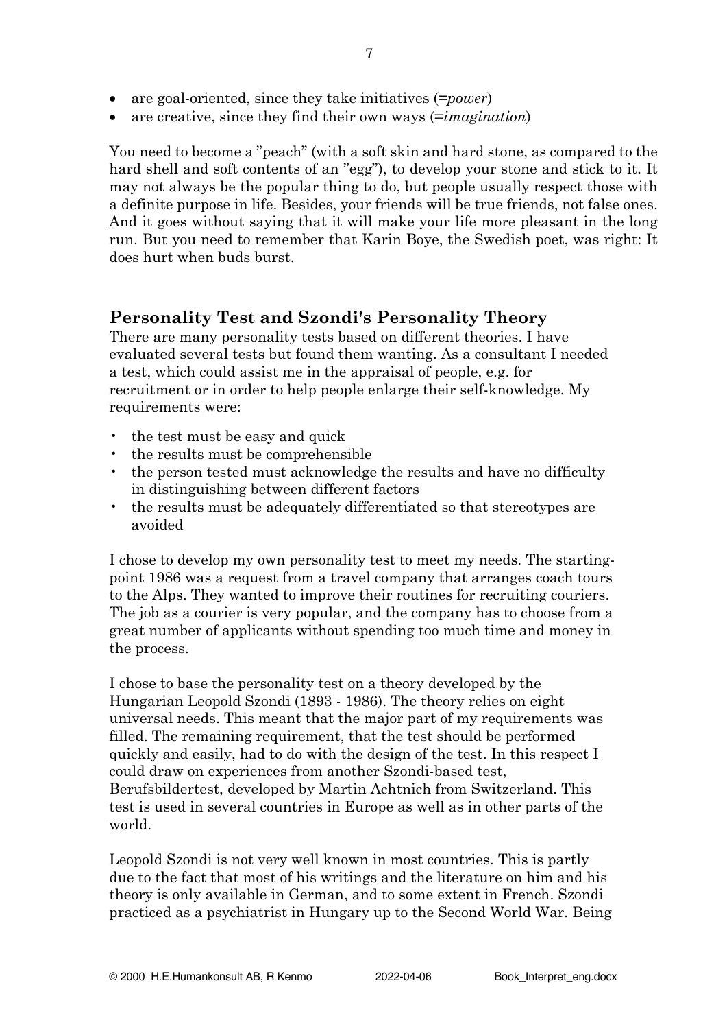- are goal-oriented, since they take initiatives (=*power*)
- are creative, since they find their own ways (=*imagination*)

You need to become a "peach" (with a soft skin and hard stone, as compared to the hard shell and soft contents of an "egg"), to develop your stone and stick to it. It may not always be the popular thing to do, but people usually respect those with a definite purpose in life. Besides, your friends will be true friends, not false ones. And it goes without saying that it will make your life more pleasant in the long run. But you need to remember that Karin Boye, the Swedish poet, was right: It does hurt when buds burst.

## Personality Test and Szondi's Personality Theory

There are many personality tests based on different theories. I have evaluated several tests but found them wanting. As a consultant I needed a test, which could assist me in the appraisal of people, e.g. for recruitment or in order to help people enlarge their self-knowledge. My requirements were:

- the test must be easy and quick
- the results must be comprehensible
- the person tested must acknowledge the results and have no difficulty in distinguishing between different factors
- the results must be adequately differentiated so that stereotypes are avoided

I chose to develop my own personality test to meet my needs. The starting-point 1986 was a request from a travel company that arranges coach tours to the Alps. They wanted to improve their routines for recruiting couriers. The job as a courier is very popular, and the company has to choose from a great number of applicants without spending too much time and money in the process.

I chose to base the personality test on a theory developed by the Hungarian Leopold Szondi (1893 - 1986). The theory relies on eight universal needs. This meant that the major part of my requirements was filled. The remaining requirement, that the test should be performed quickly and easily, had to do with the design of the test. In this respect I could draw on experiences from another Szondi-based test, Berufsbildertest, developed by Martin Achtnich from Switzerland. This test is used in several countries in Europe as well as in other parts of the world.

Leopold Szondi is not very well known in most countries. This is partly due to the fact that most of his writings and the literature on him and his theory is only available in German, and to some extent in French. Szondi practiced as a psychiatrist in Hungary up to the Second World War. Being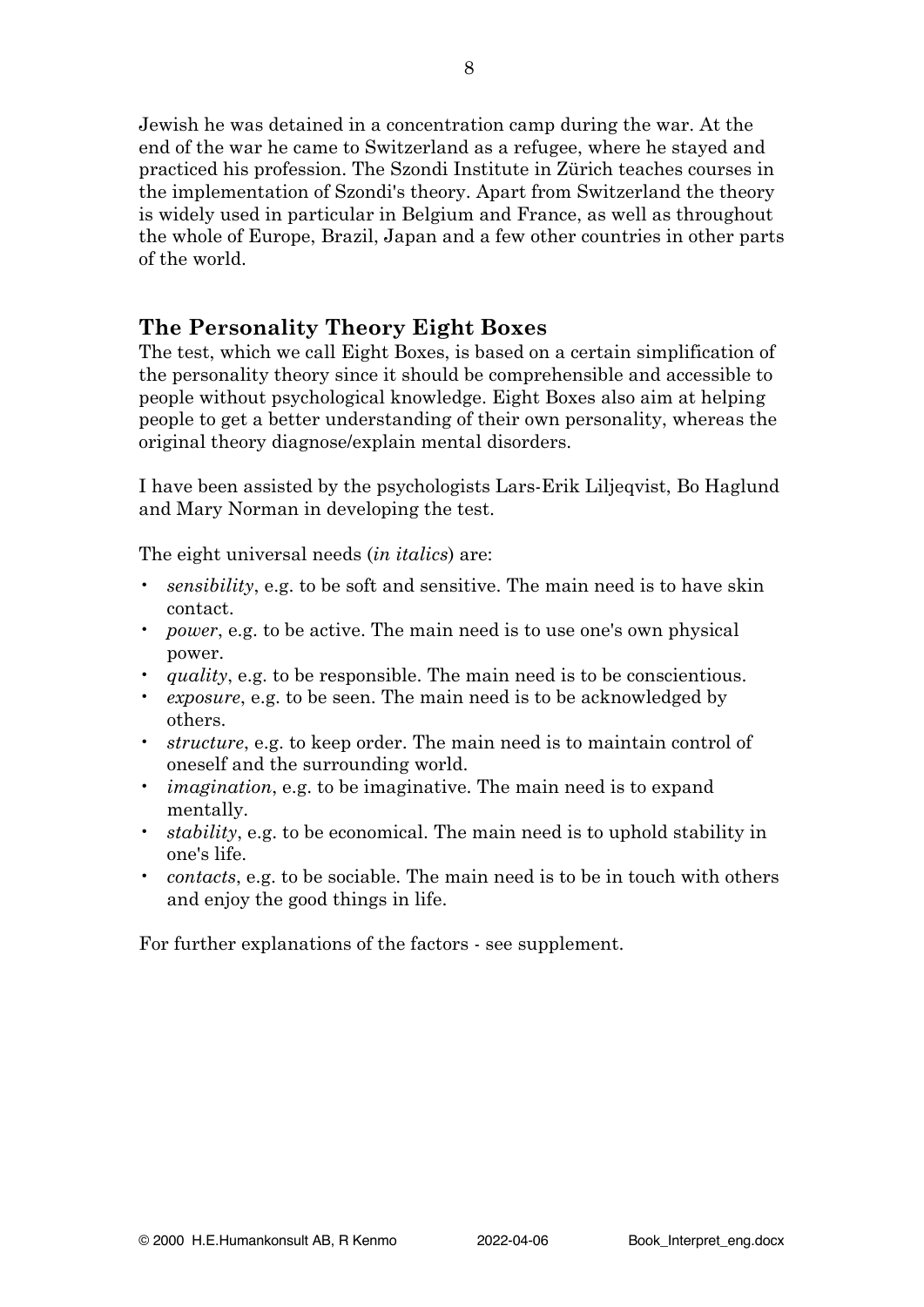Jewish he was detained in a concentration camp during the war. At the end of the war he came to Switzerland as a refugee, where he stayed and practiced his profession. The Szondi Institute in Zürich teaches courses in the implementation of Szondi's theory. Apart from Switzerland the theory is widely used in particular in Belgium and France, as well as throughout the whole of Europe, Brazil, Japan and a few other countries in other parts of the world.

## The Personality Theory Eight Boxes

The test, which we call Eight Boxes, is based on a certain simplification of the personality theory since it should be comprehensible and accessible to people without psychological knowledge. Eight Boxes also aim at helping people to get a better understanding of their own personality, whereas the original theory diagnose/explain mental disorders.

I have been assisted by the psychologists Lars-Erik Liljeqvist, Bo Haglund and Mary Norman in developing the test.

The eight universal needs (*in italics*) are:

- *sensibility*, e.g. to be soft and sensitive. The main need is to have skin contact.
- *power*, e.g. to be active. The main need is to use one's own physical power.
- *quality*, e.g. to be responsible. The main need is to be conscientious.
- *exposure*, e.g. to be seen. The main need is to be acknowledged by others.
- *structure*, e.g. to keep order. The main need is to maintain control of oneself and the surrounding world.
- *imagination*, e.g. to be imaginative. The main need is to expand mentally.
- *stability*, e.g. to be economical. The main need is to uphold stability in one's life.
- *contacts*, e.g. to be sociable. The main need is to be in touch with others and enjoy the good things in life.

For further explanations of the factors - see supplement.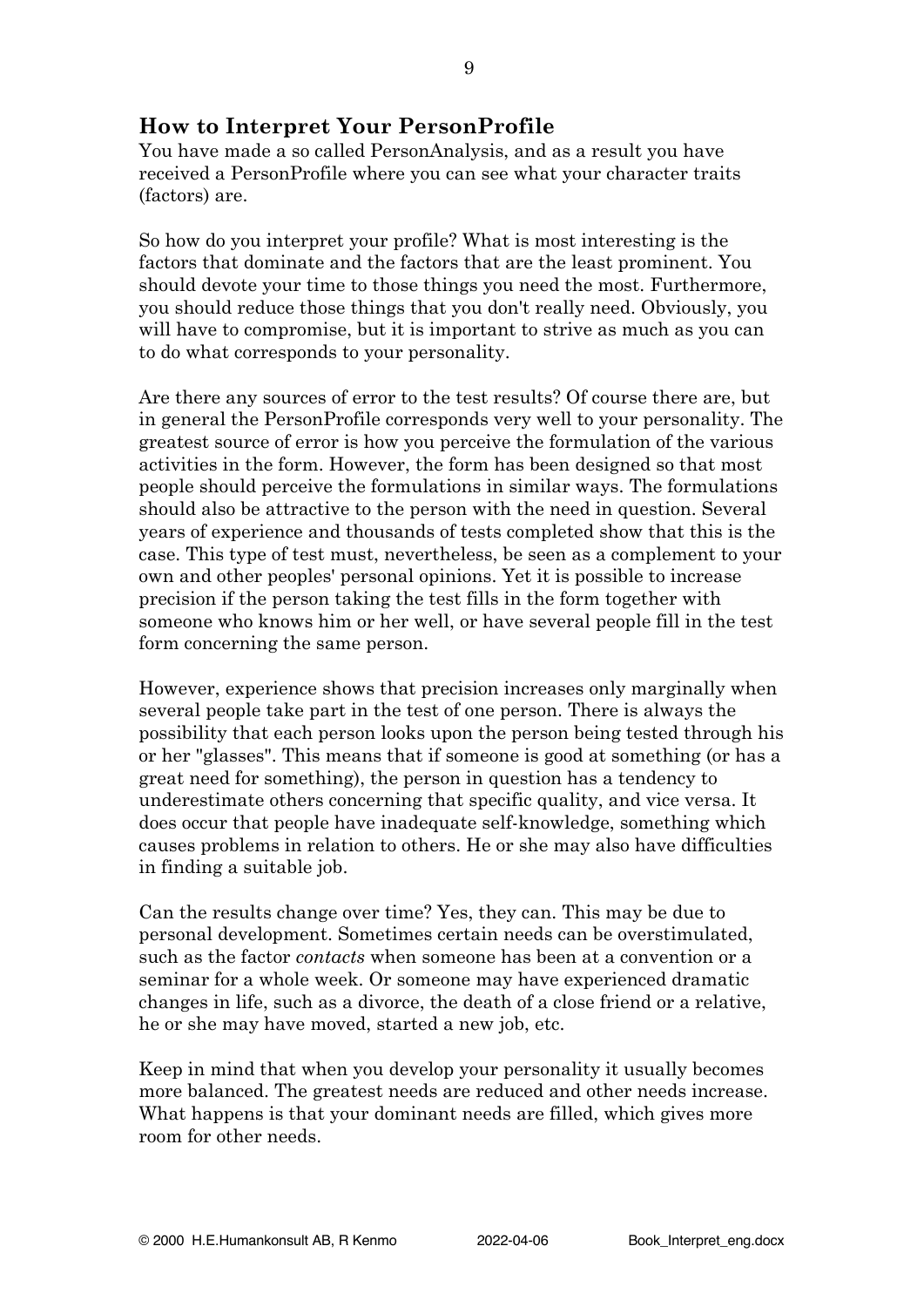## How to Interpret Your PersonProfile

You have made a so called PersonAnalysis, and as a result you have received a PersonProfile where you can see what your character traits (factors) are.

So how do you interpret your profile? What is most interesting is the factors that dominate and the factors that are the least prominent. You should devote your time to those things you need the most. Furthermore, you should reduce those things that you don't really need. Obviously, you will have to compromise, but it is important to strive as much as you can to do what corresponds to your personality.

Are there any sources of error to the test results? Of course there are, but in general the PersonProfile corresponds very well to your personality. The greatest source of error is how you perceive the formulation of the various activities in the form. However, the form has been designed so that most people should perceive the formulations in similar ways. The formulations should also be attractive to the person with the need in question. Several years of experience and thousands of tests completed show that this is the case. This type of test must, nevertheless, be seen as a complement to your own and other peoples' personal opinions. Yet it is possible to increase precision if the person taking the test fills in the form together with someone who knows him or her well, or have several people fill in the test form concerning the same person.

However, experience shows that precision increases only marginally when several people take part in the test of one person. There is always the possibility that each person looks upon the person being tested through his or her "glasses". This means that if someone is good at something (or has a great need for something), the person in question has a tendency to underestimate others concerning that specific quality, and vice versa. It does occur that people have inadequate self-knowledge, something which causes problems in relation to others. He or she may also have difficulties in finding a suitable job.

Can the results change over time? Yes, they can. This may be due to personal development. Sometimes certain needs can be overstimulated, such as the factor *contacts* when someone has been at a convention or a seminar for a whole week. Or someone may have experienced dramatic changes in life, such as a divorce, the death of a close friend or a relative, he or she may have moved, started a new job, etc.

Keep in mind that when you develop your personality it usually becomes more balanced. The greatest needs are reduced and other needs increase. What happens is that your dominant needs are filled, which gives more room for other needs.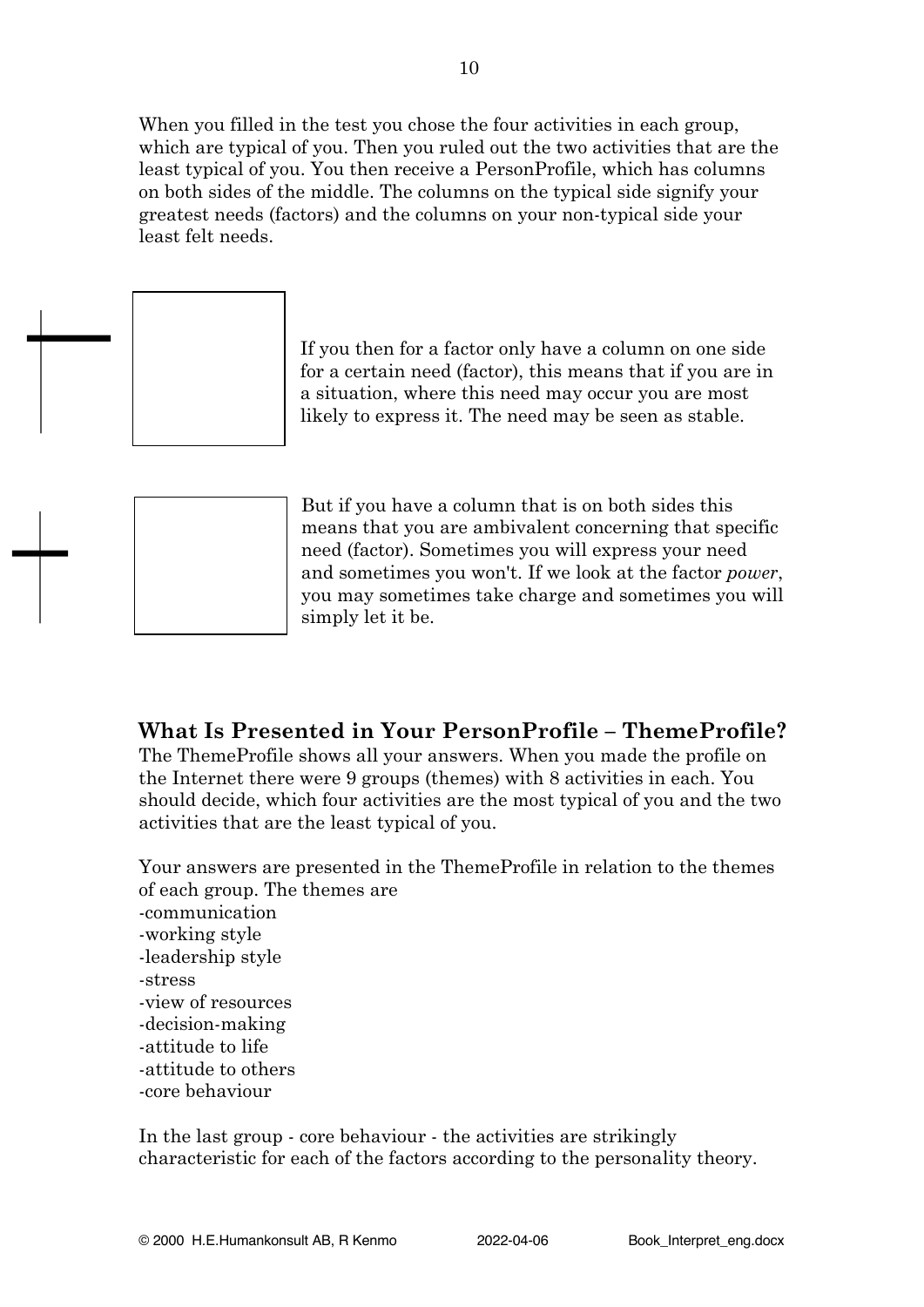When you filled in the test you chose the four activities in each group, which are typical of you. Then you ruled out the two activities that are the least typical of you. You then receive a PersonProfile, which has columns on both sides of the middle. The columns on the typical side signify your greatest needs (factors) and the columns on your non-typical side your least felt needs.

If you then for a factor only have a column on one side for a certain need (factor), this means that if you are in a situation, where this need may occur you are most likely to express it. The need may be seen as stable.

But if you have a column that is on both sides this means that you are ambivalent concerning that specific need (factor). Sometimes you will express your need and sometimes you won't. If we look at the factor *power*, you may sometimes take charge and sometimes you will simply let it be.

## What Is Presented in Your PersonProfile – ThemeProfile?

The ThemeProfile shows all your answers. When you made the profile on the Internet there were 9 groups (themes) with 8 activities in each. You should decide, which four activities are the most typical of you and the two activities that are the least typical of you.

Your answers are presented in the ThemeProfile in relation to the themes of each group. The themes are

- communication
- working style
- leadership style
- stress
- view of resources
- decision-making
- attitude to life
- attitude to others
- core behaviour

In the last group - core behaviour - the activities are strikingly characteristic for each of the factors according to the personality theory.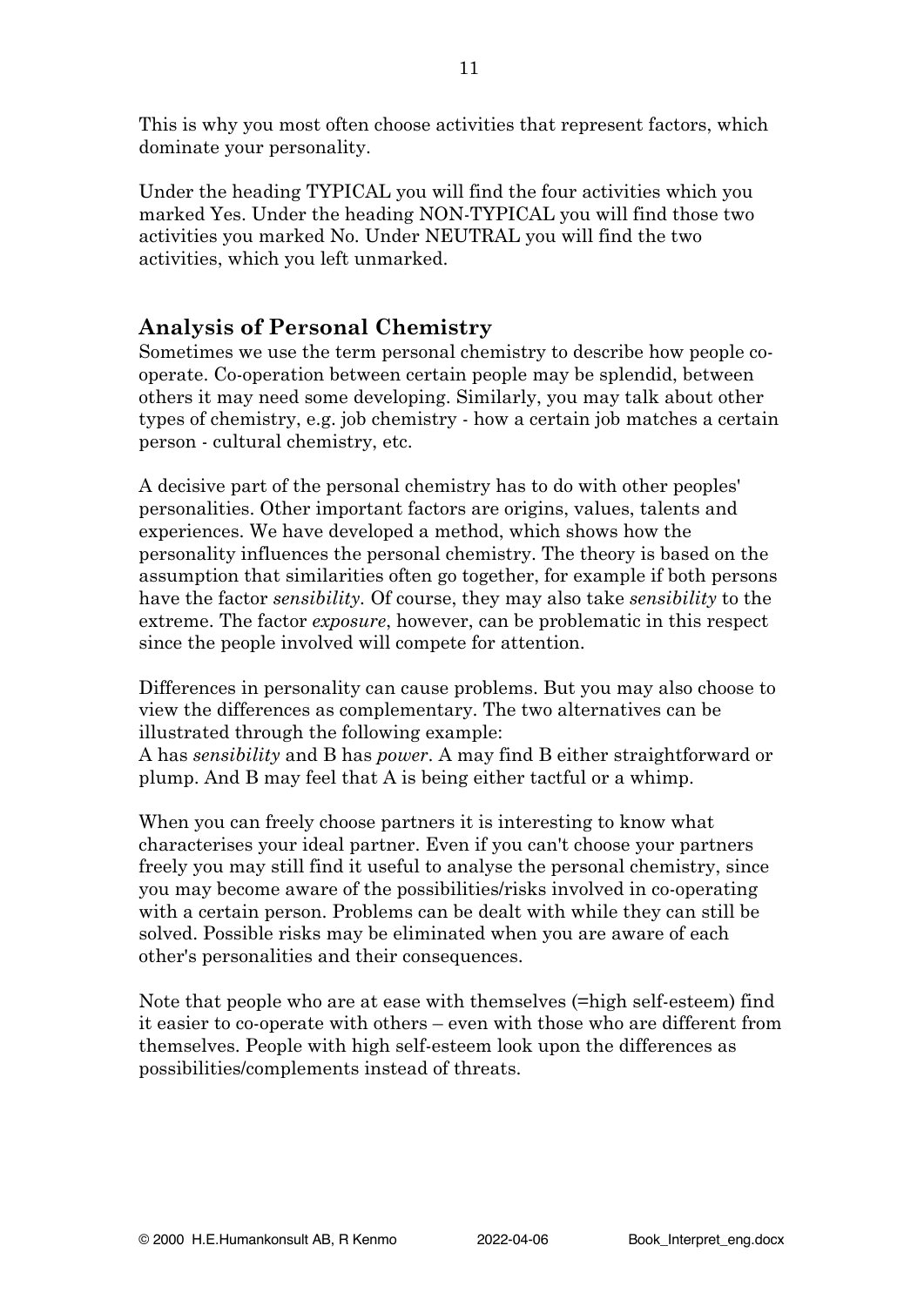This is why you most often choose activities that represent factors, which dominate your personality.

Under the heading TYPICAL you will find the four activities which you marked Yes. Under the heading NON-TYPICAL you will find those two activities you marked No. Under NEUTRAL you will find the two activities, which you left unmarked.

## Analysis of Personal Chemistry

Sometimes we use the term personal chemistry to describe how people co-operate. Co-operation between certain people may be splendid, between others it may need some developing. Similarly, you may talk about other types of chemistry, e.g. job chemistry - how a certain job matches a certain person - cultural chemistry, etc.

A decisive part of the personal chemistry has to do with other peoples' personalities. Other important factors are origins, values, talents and experiences. We have developed a method, which shows how the personality influences the personal chemistry. The theory is based on the assumption that similarities often go together, for example if both persons have the factor *sensibility*. Of course, they may also take *sensibility* to the extreme. The factor *exposure*, however, can be problematic in this respect since the people involved will compete for attention.

Differences in personality can cause problems. But you may also choose to view the differences as complementary. The two alternatives can be illustrated through the following example:
A has *sensibility* and B has *power*. A may find B either straightforward or plump. And B may feel that A is being either tactful or a whimp.

When you can freely choose partners it is interesting to know what characterises your ideal partner. Even if you can't choose your partners freely you may still find it useful to analyse the personal chemistry, since you may become aware of the possibilities/risks involved in co-operating with a certain person. Problems can be dealt with while they can still be solved. Possible risks may be eliminated when you are aware of each other's personalities and their consequences.

Note that people who are at ease with themselves (=high self-esteem) find it easier to co-operate with others – even with those who are different from themselves. People with high self-esteem look upon the differences as possibilities/complements instead of threats.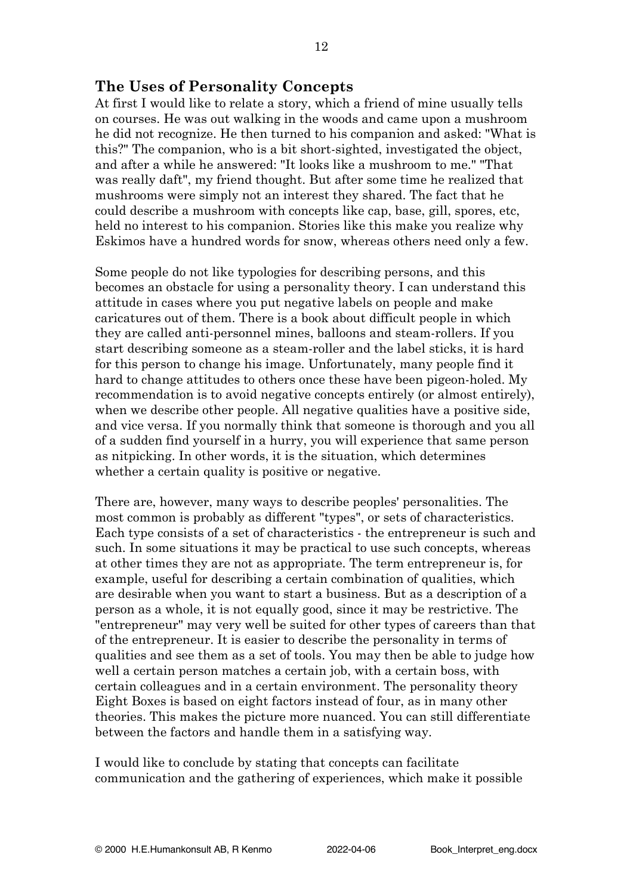## The Uses of Personality Concepts

At first I would like to relate a story, which a friend of mine usually tells on courses. He was out walking in the woods and came upon a mushroom he did not recognize. He then turned to his companion and asked: "What is this?" The companion, who is a bit short-sighted, investigated the object, and after a while he answered: "It looks like a mushroom to me." "That was really daft", my friend thought. But after some time he realized that mushrooms were simply not an interest they shared. The fact that he could describe a mushroom with concepts like cap, base, gill, spores, etc, held no interest to his companion. Stories like this make you realize why Eskimos have a hundred words for snow, whereas others need only a few.

Some people do not like typologies for describing persons, and this becomes an obstacle for using a personality theory. I can understand this attitude in cases where you put negative labels on people and make caricatures out of them. There is a book about difficult people in which they are called anti-personnel mines, balloons and steam-rollers. If you start describing someone as a steam-roller and the label sticks, it is hard for this person to change his image. Unfortunately, many people find it hard to change attitudes to others once these have been pigeon-holed. My recommendation is to avoid negative concepts entirely (or almost entirely), when we describe other people. All negative qualities have a positive side, and vice versa. If you normally think that someone is thorough and you all of a sudden find yourself in a hurry, you will experience that same person as nitpicking. In other words, it is the situation, which determines whether a certain quality is positive or negative.

There are, however, many ways to describe peoples' personalities. The most common is probably as different "types", or sets of characteristics. Each type consists of a set of characteristics - the entrepreneur is such and such. In some situations it may be practical to use such concepts, whereas at other times they are not as appropriate. The term entrepreneur is, for example, useful for describing a certain combination of qualities, which are desirable when you want to start a business. But as a description of a person as a whole, it is not equally good, since it may be restrictive. The "entrepreneur" may very well be suited for other types of careers than that of the entrepreneur. It is easier to describe the personality in terms of qualities and see them as a set of tools. You may then be able to judge how well a certain person matches a certain job, with a certain boss, with certain colleagues and in a certain environment. The personality theory Eight Boxes is based on eight factors instead of four, as in many other theories. This makes the picture more nuanced. You can still differentiate between the factors and handle them in a satisfying way.

I would like to conclude by stating that concepts can facilitate communication and the gathering of experiences, which make it possible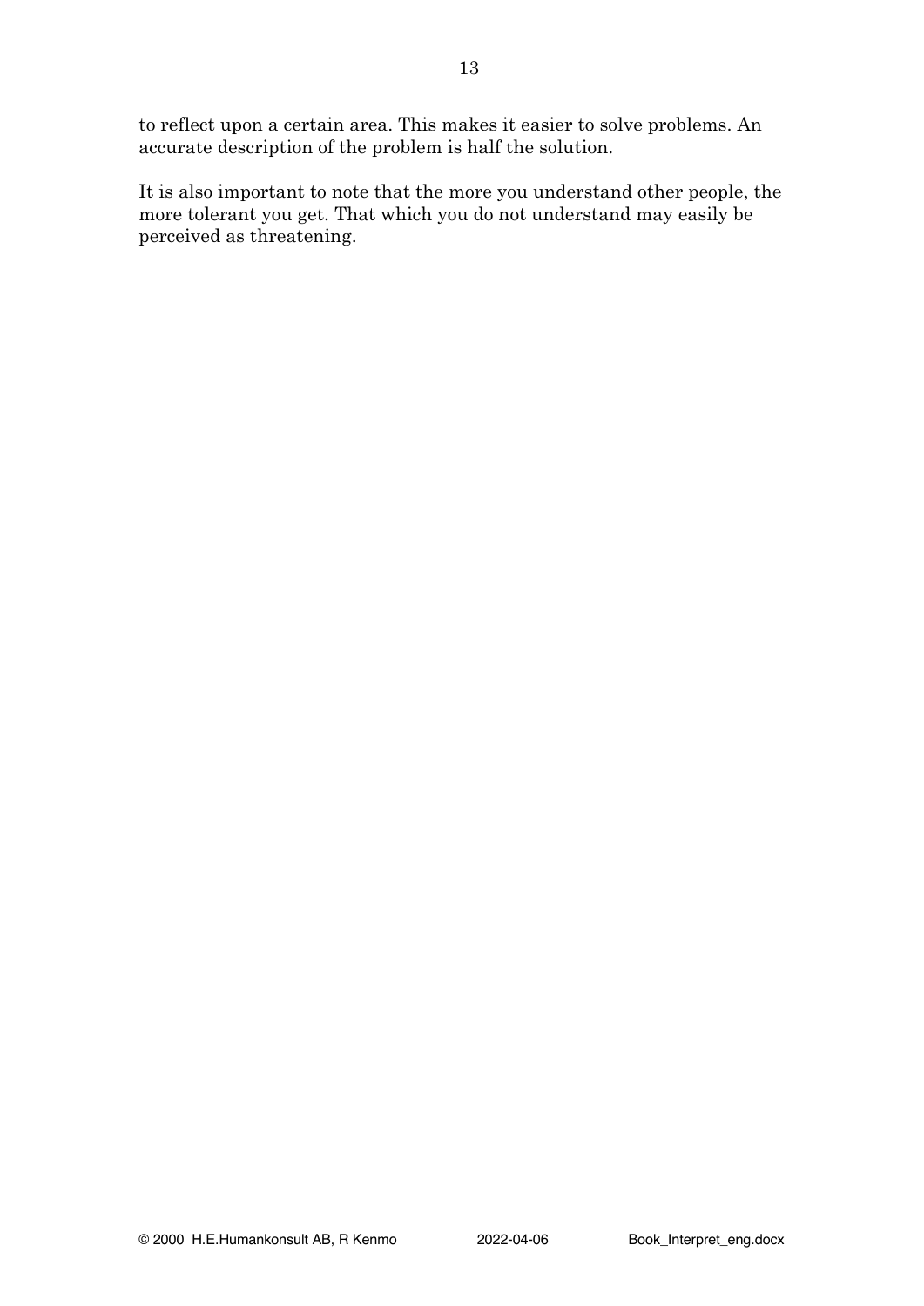to reflect upon a certain area. This makes it easier to solve problems. An accurate description of the problem is half the solution.

It is also important to note that the more you understand other people, the more tolerant you get. That which you do not understand may easily be perceived as threatening.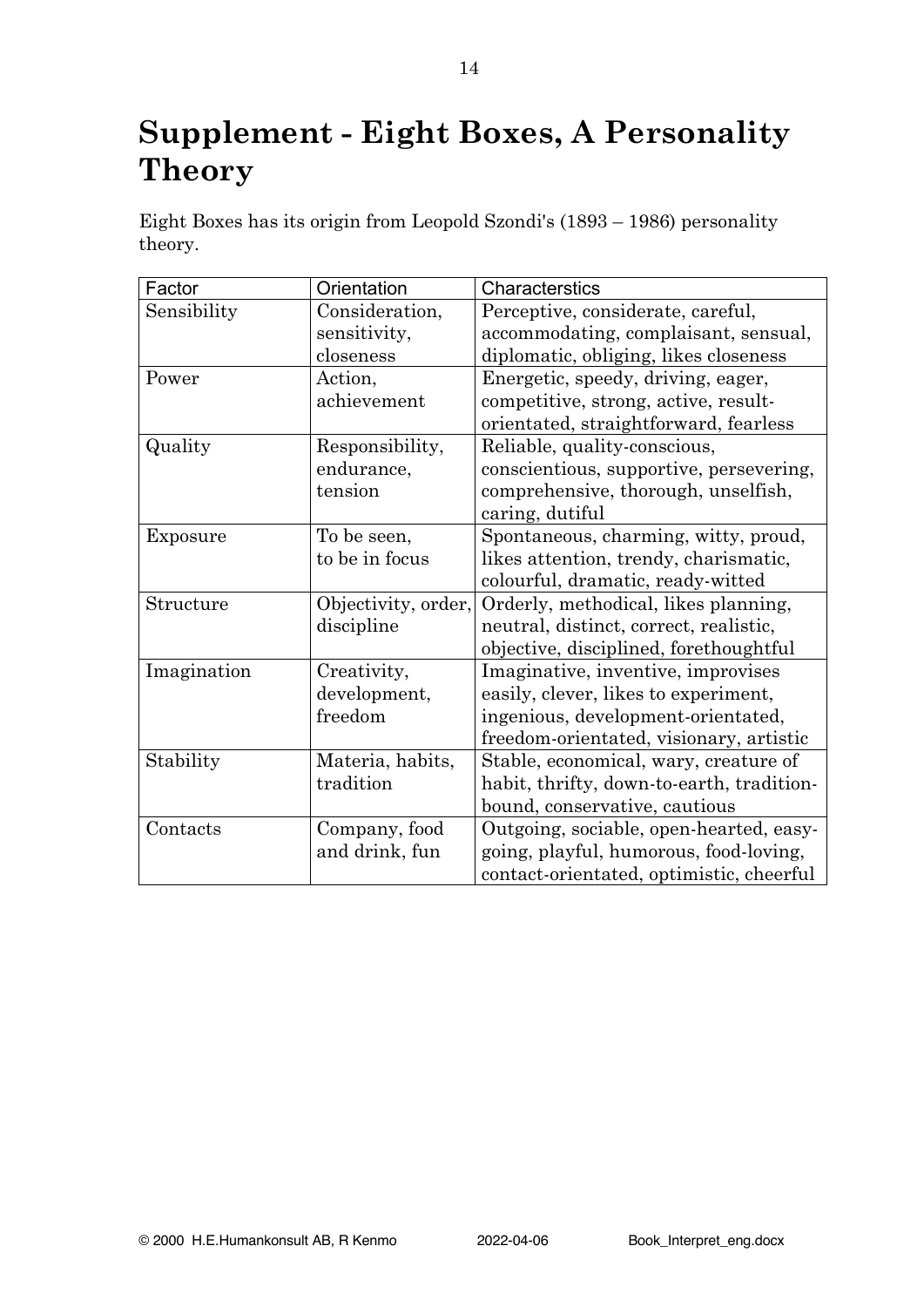# Supplement - Eight Boxes, A Personality Theory

Eight Boxes has its origin from Leopold Szondi's (1893 – 1986) personality theory.

| Factor | Orientation | Characterstics |
|---|---|---|
| Sensibility | Consideration, sensitivity, closeness | Perceptive, considerate, careful, accommodating, complaisant, sensual, diplomatic, obliging, likes closeness |
| Power | Action, achievement | Energetic, speedy, driving, eager, competitive, strong, active, result-orientated, straightforward, fearless |
| Quality | Responsibility, endurance, tension | Reliable, quality-conscious, conscientious, supportive, persevering, comprehensive, thorough, unselfish, caring, dutiful |
| Exposure | To be seen, to be in focus | Spontaneous, charming, witty, proud, likes attention, trendy, charismatic, colourful, dramatic, ready-witted |
| Structure | Objectivity, order, discipline | Orderly, methodical, likes planning, neutral, distinct, correct, realistic, objective, disciplined, forethoughtful |
| Imagination | Creativity, development, freedom | Imaginative, inventive, improvises easily, clever, likes to experiment, ingenious, development-orientated, freedom-orientated, visionary, artistic |
| Stability | Materia, habits, tradition | Stable, economical, wary, creature of habit, thrifty, down-to-earth, tradition-bound, conservative, cautious |
| Contacts | Company, food and drink, fun | Outgoing, sociable, open-hearted, easy-going, playful, humorous, food-loving, contact-orientated, optimistic, cheerful |